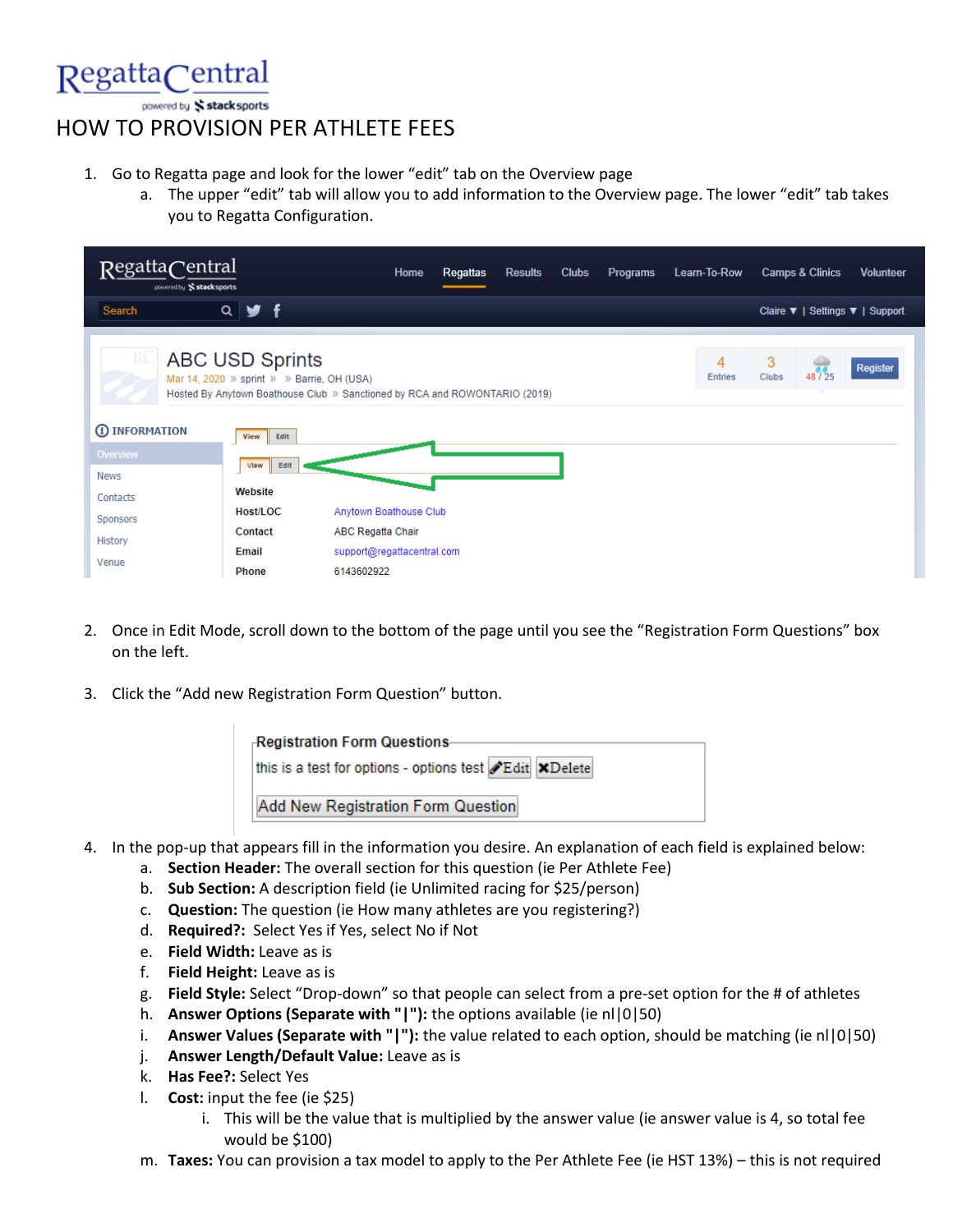# HOW TO PROVISION PER ATHLETE FEES

1. Go to Regatta page and look for the lower "edit" tab on the Overview page
   a. The upper "edit" tab will allow you to add information to the Overview page. The lower "edit" tab takes you to Regatta Configuration.

2. Once in Edit Mode, scroll down to the bottom of the page until you see the "Registration Form Questions" box on the left.

3. Click the "Add new Registration Form Question" button.

4. In the pop-up that appears fill in the information you desire. An explanation of each field is explained below:
   a. **Section Header:** The overall section for this question (ie Per Athlete Fee)
   b. **Sub Section:** A description field (ie Unlimited racing for $25/person)
   c. **Question:** The question (ie How many athletes are you registering?)
   d. **Required?:** Select Yes if Yes, select No if Not
   e. **Field Width:** Leave as is
   f. **Field Height:** Leave as is
   g. **Field Style:** Select "Drop-down" so that people can select from a pre-set option for the # of athletes
   h. **Answer Options (Separate with "|"):** the options available (ie nl|0|50)
   i. **Answer Values (Separate with "|"):** the value related to each option, should be matching (ie nl|0|50)
   j. **Answer Length/Default Value:** Leave as is
   k. **Has Fee?:** Select Yes
   l. **Cost:** input the fee (ie $25)
      i. This will be the value that is multiplied by the answer value (ie answer value is 4, so total fee would be $100)
   m. **Taxes:** You can provision a tax model to apply to the Per Athlete Fee (ie HST 13%) – this is not required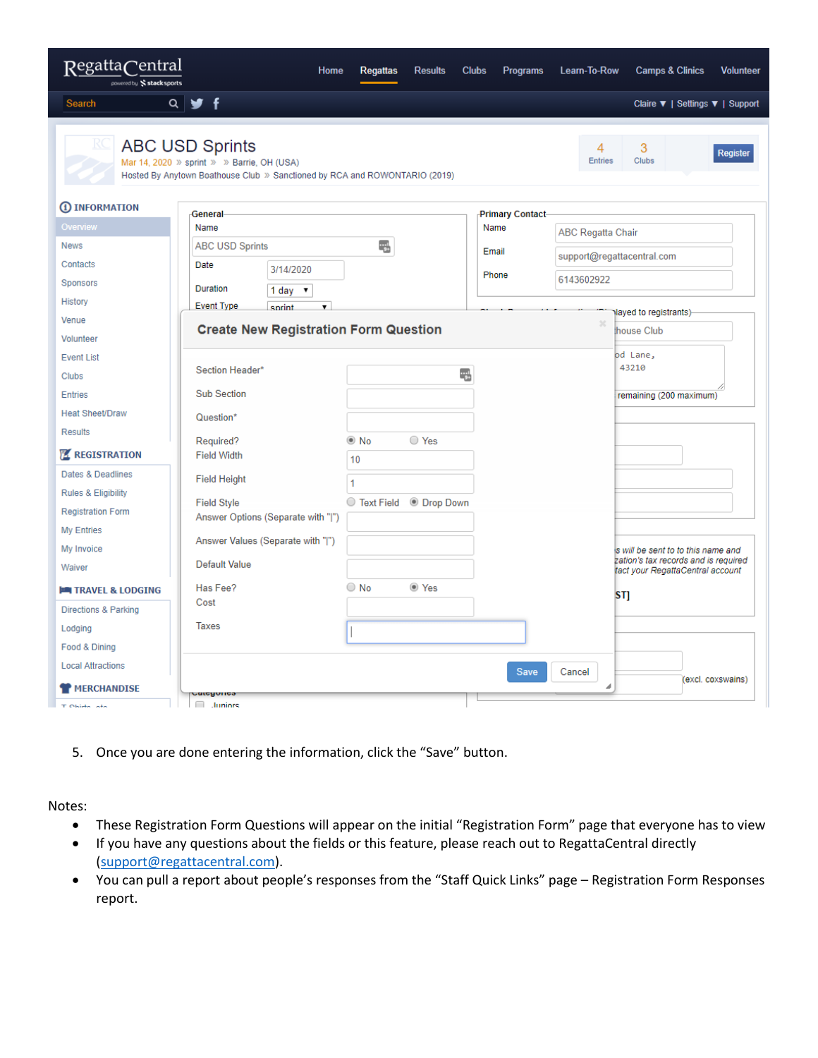5. Once you are done entering the information, click the "Save" button.

Notes:

- These Registration Form Questions will appear on the initial "Registration Form" page that everyone has to view
- If you have any questions about the fields or this feature, please reach out to RegattaCentral directly (support@regattacentral.com).
- You can pull a report about people's responses from the "Staff Quick Links" page – Registration Form Responses report.